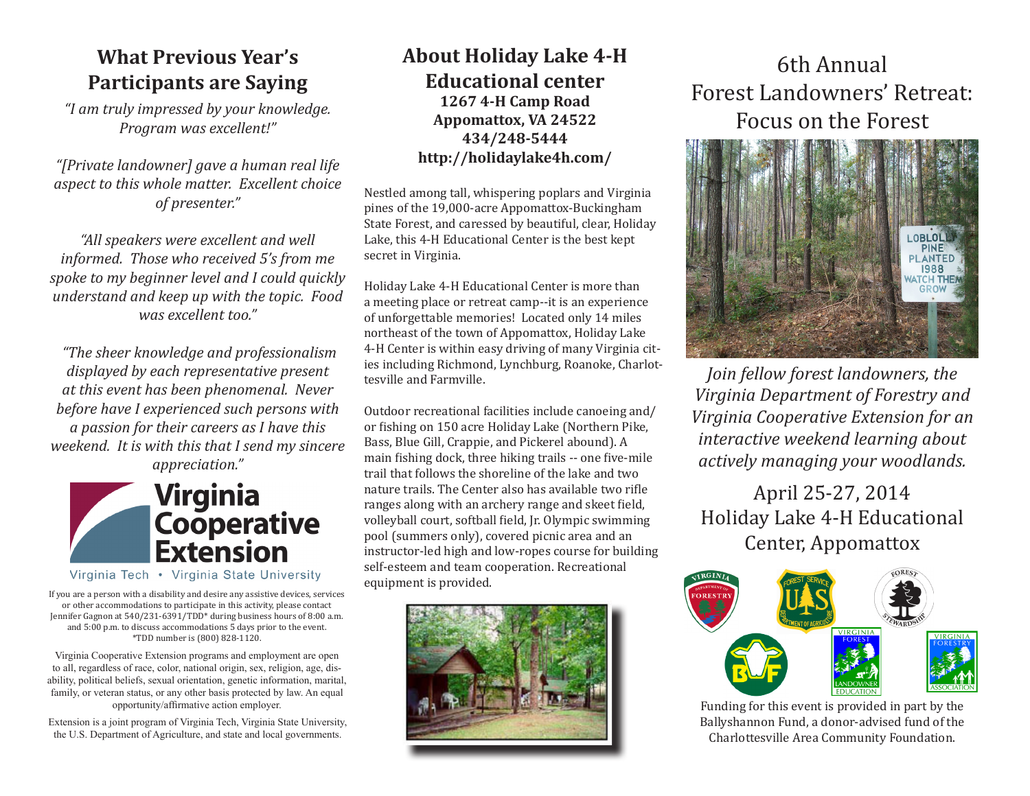## What Previous Year's Participants are Saying

*"I am truly impressed by your knowledge. Program was excellent!"*

*"[Private landowner] gave a human real life aspect to this whole matter. Excellent choice of presenter."*

*"All speakers were excellent and well informed. Those who received 5's from me spoke to my beginner level and I could quickly understand and keep up with the topic. Food was excellent too."*

*"The sheer knowledge and professionalism displayed by each representative present at this event has been phenomenal. Never before have I experienced such persons with a passion for their careers as I have this weekend. It is with this that I send my sincere appreciation."*

Virginia Cooperative Extension

Virginia Tech • Virginia State University

If you are a person with a disability and desire any assistive devices, services or other accommodations to participate in this activity, please contact Jennifer Gagnon at 540/231-6391/TDD* during business hours of 8:00 a.m. and 5:00 p.m. to discuss accommodations 5 days prior to the event. *TDD number is (800) 828-1120.

Virginia Cooperative Extension programs and employment are open to all, regardless of race, color, national origin, sex, religion, age, disability, political beliefs, sexual orientation, genetic information, marital, family, or veteran status, or any other basis protected by law. An equal opportunity/affirmative action employer.

Extension is a joint program of Virginia Tech, Virginia State University, the U.S. Department of Agriculture, and state and local governments.

## About Holiday Lake 4-H Educational center

**1267 4-H Camp Road**
**Appomattox, VA 24522**
**434/248-5444**
**http://holidaylake4h.com/**

Nestled among tall, whispering poplars and Virginia pines of the 19,000-acre Appomattox-Buckingham State Forest, and caressed by beautiful, clear, Holiday Lake, this 4-H Educational Center is the best kept secret in Virginia.

Holiday Lake 4-H Educational Center is more than a meeting place or retreat camp--it is an experience of unforgettable memories! Located only 14 miles northeast of the town of Appomattox, Holiday Lake 4-H Center is within easy driving of many Virginia cities including Richmond, Lynchburg, Roanoke, Charlottesville and Farmville.

Outdoor recreational facilities include canoeing and/or fishing on 150 acre Holiday Lake (Northern Pike, Bass, Blue Gill, Crappie, and Pickerel abound). A main fishing dock, three hiking trails -- one five-mile trail that follows the shoreline of the lake and two nature trails. The Center also has available two rifle ranges along with an archery range and skeet field, volleyball court, softball field, Jr. Olympic swimming pool (summers only), covered picnic area and an instructor-led high and low-ropes course for building self-esteem and team cooperation. Recreational equipment is provided.

# 6th Annual Forest Landowners' Retreat: Focus on the Forest

LOBLOLLY PINE PLANTED 1988 WATCH THEM GROW

*Join fellow forest landowners, the Virginia Department of Forestry and Virginia Cooperative Extension for an interactive weekend learning about actively managing your woodlands.*

April 25-27, 2014
Holiday Lake 4-H Educational Center, Appomattox

Funding for this event is provided in part by the Ballyshannon Fund, a donor-advised fund of the Charlottesville Area Community Foundation.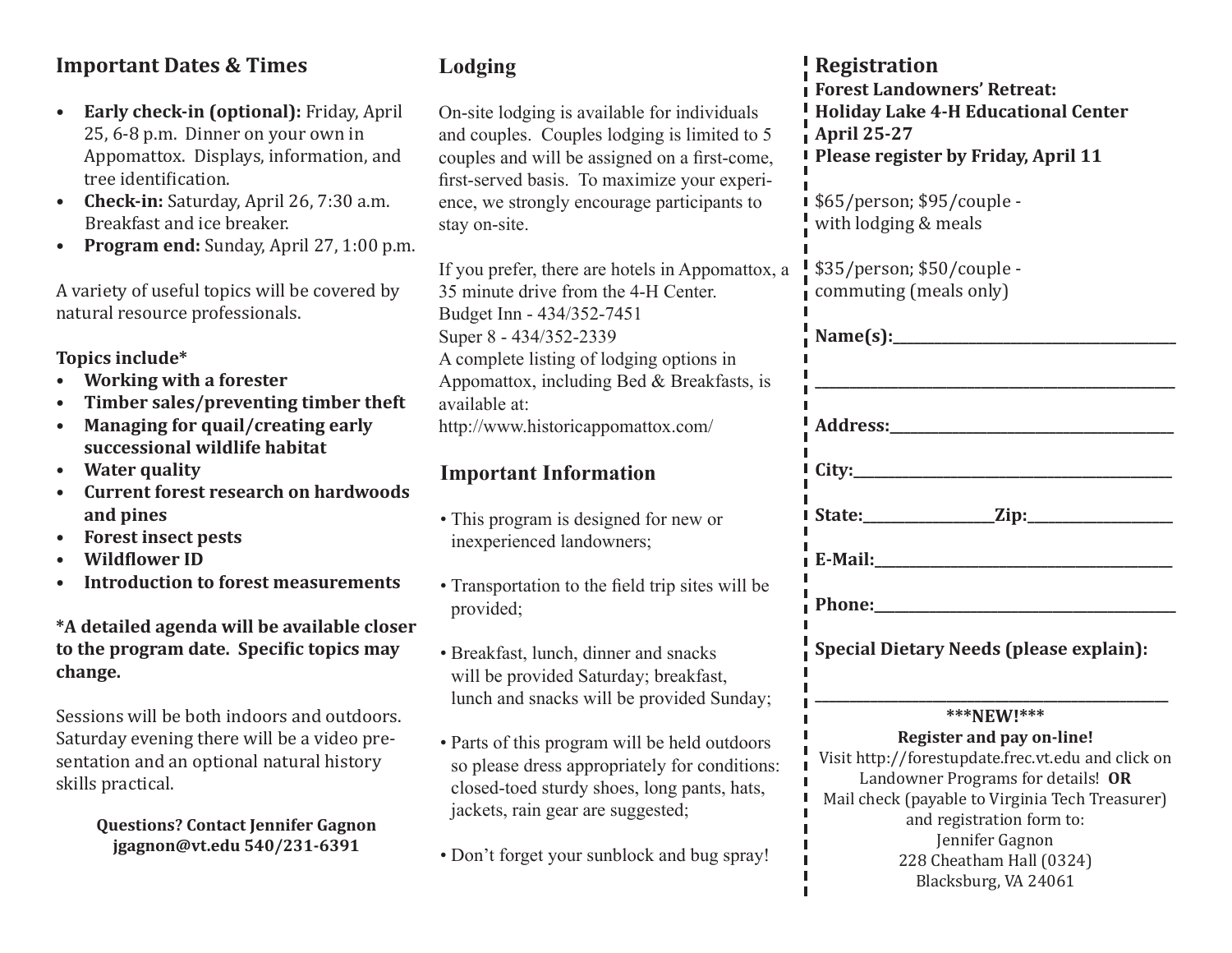## Important Dates & Times

- **Early check-in (optional):** Friday, April 25, 6-8 p.m. Dinner on your own in Appomattox. Displays, information, and tree identification.
- **Check-in:** Saturday, April 26, 7:30 a.m. Breakfast and ice breaker.
- **Program end:** Sunday, April 27, 1:00 p.m.

A variety of useful topics will be covered by natural resource professionals.

**Topics include***

- **Working with a forester**
- **Timber sales/preventing timber theft**
- **Managing for quail/creating early successional wildlife habitat**
- **Water quality**
- **Current forest research on hardwoods and pines**
- **Forest insect pests**
- **Wildflower ID**
- **Introduction to forest measurements**

**\*A detailed agenda will be available closer to the program date. Specific topics may change.**

Sessions will be both indoors and outdoors. Saturday evening there will be a video presentation and an optional natural history skills practical.

**Questions? Contact Jennifer Gagnon**
**jgagnon@vt.edu 540/231-6391**

## Lodging

On-site lodging is available for individuals and couples. Couples lodging is limited to 5 couples and will be assigned on a first-come, first-served basis. To maximize your experience, we strongly encourage participants to stay on-site.

If you prefer, there are hotels in Appomattox, a 35 minute drive from the 4-H Center.
Budget Inn - 434/352-7451
Super 8 - 434/352-2339
A complete listing of lodging options in Appomattox, including Bed & Breakfasts, is available at:
http://www.historicappomattox.com/

## Important Information

- This program is designed for new or inexperienced landowners;
- Transportation to the field trip sites will be provided;
- Breakfast, lunch, dinner and snacks will be provided Saturday; breakfast, lunch and snacks will be provided Sunday;
- Parts of this program will be held outdoors so please dress appropriately for conditions: closed-toed sturdy shoes, long pants, hats, jackets, rain gear are suggested;
- Don't forget your sunblock and bug spray!

## Registration

**Forest Landowners' Retreat:**
**Holiday Lake 4-H Educational Center**
**April 25-27**
**Please register by Friday, April 11**

$65/person; $95/couple - with lodging & meals

$35/person; $50/couple - commuting (meals only)

**Name(s):**______________________________

__________________________________________

**Address:**______________________________

**City:**_________________________________

**State:**_______________ **Zip:**_______________

**E-Mail:**_______________________________

**Phone:**________________________________

**Special Dietary Needs (please explain):**

__________________________________________

**\*\*\*NEW!\*\*\***
**Register and pay on-line!**
Visit http://forestupdate.frec.vt.edu and click on Landowner Programs for details! **OR**
Mail check (payable to Virginia Tech Treasurer) and registration form to:
Jennifer Gagnon
228 Cheatham Hall (0324)
Blacksburg, VA 24061